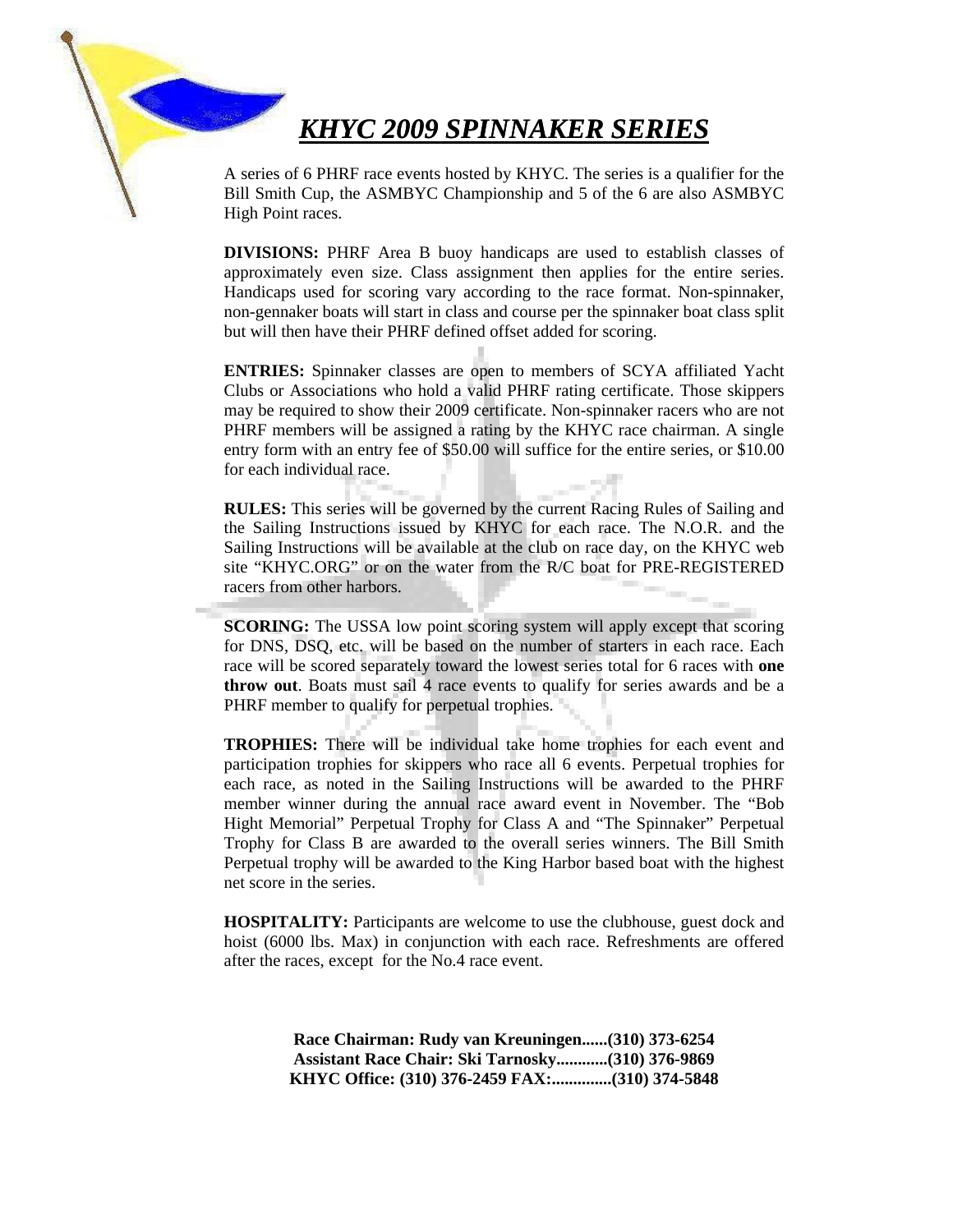# *KHYC 2009 SPINNAKER SERIES*

A series of 6 PHRF race events hosted by KHYC. The series is a qualifier for the Bill Smith Cup, the ASMBYC Championship and 5 of the 6 are also ASMBYC High Point races.

**DIVISIONS:** PHRF Area B buoy handicaps are used to establish classes of approximately even size. Class assignment then applies for the entire series. Handicaps used for scoring vary according to the race format. Non-spinnaker, non-gennaker boats will start in class and course per the spinnaker boat class split but will then have their PHRF defined offset added for scoring.

**ENTRIES:** Spinnaker classes are open to members of SCYA affiliated Yacht Clubs or Associations who hold a valid PHRF rating certificate. Those skippers may be required to show their 2009 certificate. Non-spinnaker racers who are not PHRF members will be assigned a rating by the KHYC race chairman. A single entry form with an entry fee of $50.00 will suffice for the entire series, or $10.00 for each individual race.

**RULES:** This series will be governed by the current Racing Rules of Sailing and the Sailing Instructions issued by KHYC for each race. The N.O.R. and the Sailing Instructions will be available at the club on race day, on the KHYC web site "KHYC.ORG" or on the water from the R/C boat for PRE-REGISTERED racers from other harbors.

**SCORING:** The USSA low point scoring system will apply except that scoring for DNS, DSQ, etc. will be based on the number of starters in each race. Each race will be scored separately toward the lowest series total for 6 races with **one throw out**. Boats must sail 4 race events to qualify for series awards and be a PHRF member to qualify for perpetual trophies.

**TROPHIES:** There will be individual take home trophies for each event and participation trophies for skippers who race all 6 events. Perpetual trophies for each race, as noted in the Sailing Instructions will be awarded to the PHRF member winner during the annual race award event in November. The "Bob Hight Memorial" Perpetual Trophy for Class A and "The Spinnaker" Perpetual Trophy for Class B are awarded to the overall series winners. The Bill Smith Perpetual trophy will be awarded to the King Harbor based boat with the highest net score in the series.

**HOSPITALITY:** Participants are welcome to use the clubhouse, guest dock and hoist (6000 lbs. Max) in conjunction with each race. Refreshments are offered after the races, except for the No.4 race event.

**Race Chairman: Rudy van Kreuningen......(310) 373-6254**
**Assistant Race Chair: Ski Tarnosky............(310) 376-9869**
**KHYC Office: (310) 376-2459 FAX:..............(310) 374-5848**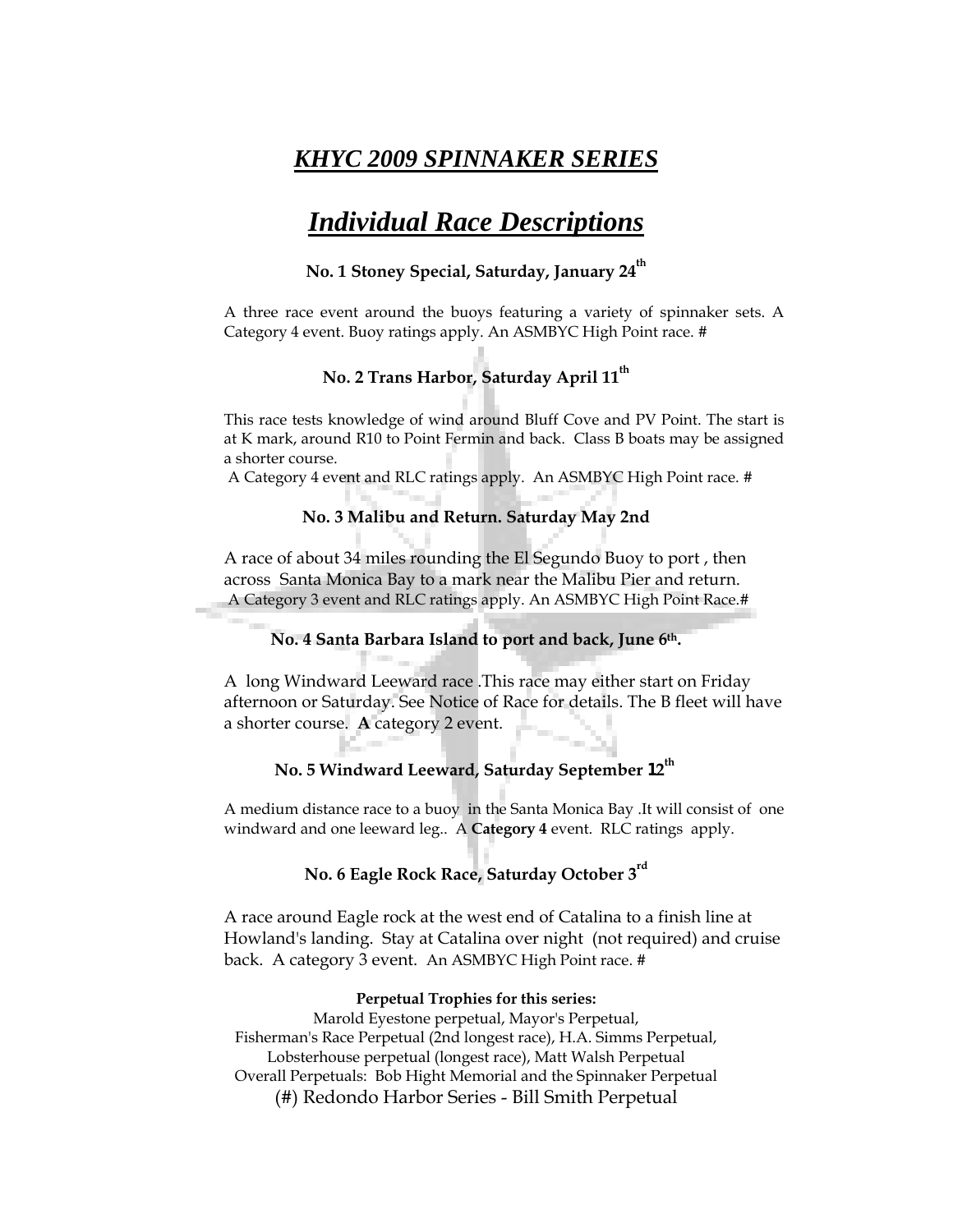# *KHYC 2009 SPINNAKER SERIES*

## *Individual Race Descriptions*

### No. 1 Stoney Special, Saturday, January 24th

A three race event around the buoys featuring a variety of spinnaker sets. A Category 4 event. Buoy ratings apply. An ASMBYC High Point race. #

### No. 2 Trans Harbor, Saturday April 11th

This race tests knowledge of wind around Bluff Cove and PV Point. The start is at K mark, around R10 to Point Fermin and back. Class B boats may be assigned a shorter course.
A Category 4 event and RLC ratings apply. An ASMBYC High Point race. #

### No. 3 Malibu and Return. Saturday May 2nd

A race of about 34 miles rounding the El Segundo Buoy to port , then across Santa Monica Bay to a mark near the Malibu Pier and return.
A Category 3 event and RLC ratings apply. An ASMBYC High Point Race.#

### No. 4 Santa Barbara Island to port and back, June 6th.

A long Windward Leeward race .This race may either start on Friday afternoon or Saturday. See Notice of Race for details. The B fleet will have a shorter course. **A** category 2 event.

### No. 5 Windward Leeward, Saturday September 12th

A medium distance race to a buoy in the Santa Monica Bay .It will consist of one windward and one leeward leg.. A **Category 4** event. RLC ratings apply.

### No. 6 Eagle Rock Race, Saturday October 3rd

A race around Eagle rock at the west end of Catalina to a finish line at Howland's landing. Stay at Catalina over night (not required) and cruise back. A category 3 event. An ASMBYC High Point race. #

**Perpetual Trophies for this series:**
Marold Eyestone perpetual, Mayor's Perpetual,
Fisherman's Race Perpetual (2nd longest race), H.A. Simms Perpetual,
Lobsterhouse perpetual (longest race), Matt Walsh Perpetual
Overall Perpetuals: Bob Hight Memorial and the Spinnaker Perpetual
(#) Redondo Harbor Series - Bill Smith Perpetual